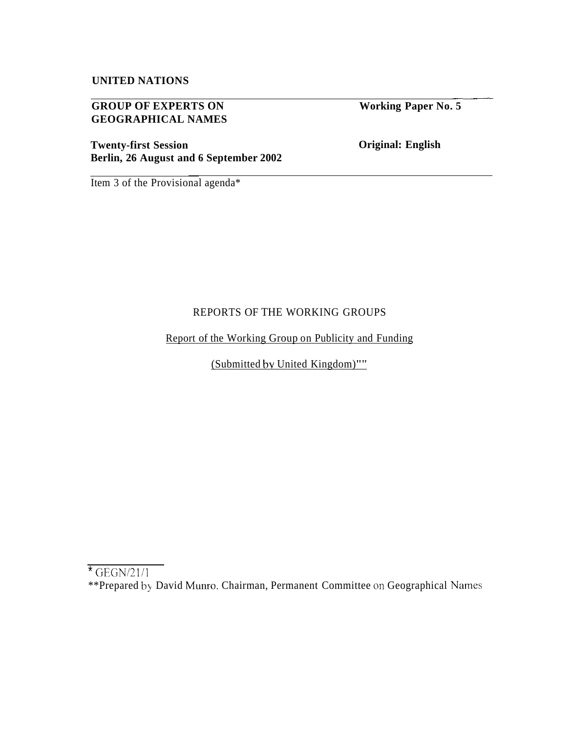**UNITED NATIONS**

**GROUP OF EXPERTS ON GEOGRAPHICAL NAMES**

**Working Paper No. 5**

**Twenty-first Session**
**Berlin, 26 August and 6 September 2002**

**Original: English**

Item 3 of the Provisional agenda*

REPORTS OF THE WORKING GROUPS

Report of the Working Group on Publicity and Funding

(Submitted by United Kingdom)**

---

* GEGN/21/1

**Prepared by David Munro, Chairman, Permanent Committee on Geographical Names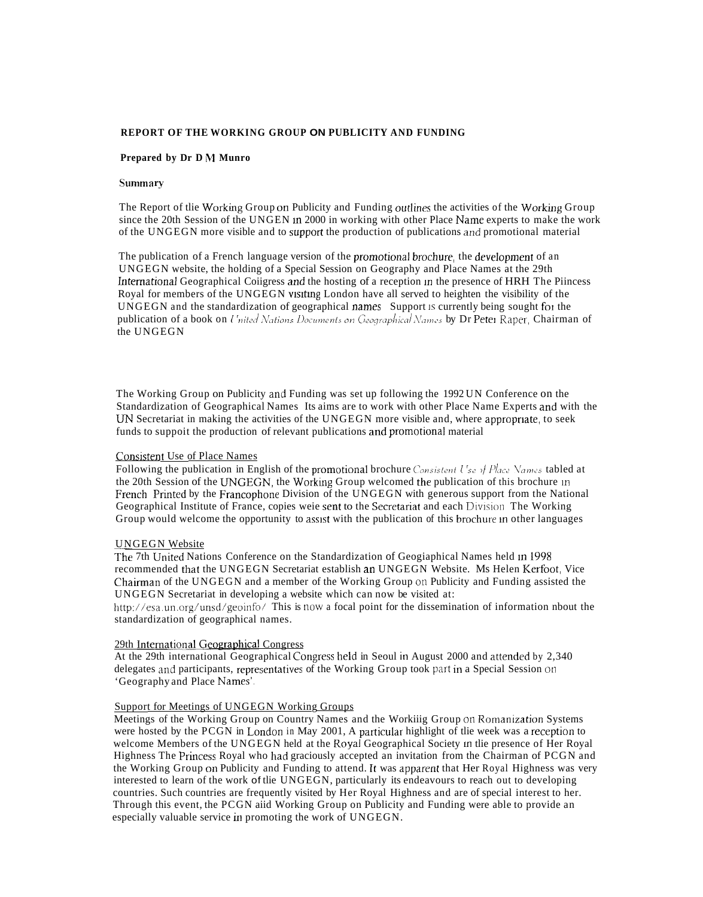**REPORT OF THE WORKING GROUP ON PUBLICITY AND FUNDING**

**Prepared by Dr D M Munro**

Summary

The Report of tlie Working Group on Publicity and Funding outlines the activities of the Working Group since the 20th Session of the UNGEN in 2000 in working with other Place Name experts to make the work of the UNGEGN more visible and to support the production of publications and promotional material

The publication of a French language version of the promotional brochure, the development of an UNGEGN website, the holding of a Special Session on Geography and Place Names at the 29th International Geographical Coiigress and the hosting of a reception in the presence of HRH The Piincess Royal for members of the UNGEGN visiting London have all served to heighten the visibility of the UNGEGN and the standardization of geographical names Support is currently being sought for the publication of a book on *United Nations Documents on Geographical Names* by Dr Peter Raper, Chairman of the UNGEGN

The Working Group on Publicity and Funding was set up following the 1992 UN Conference on the Standardization of Geographical Names Its aims are to work with other Place Name Experts and with the UN Secretariat in making the activities of the UNGEGN more visible and, where appropriate, to seek funds to suppoit the production of relevant publications and promotional material

Consistent Use of Place Names

Following the publication in English of the promotional brochure *Consistent Use of Place Names* tabled at the 20th Session of the UNGEGN, the Working Group welcomed the publication of this brochure in French Printed by the Francophone Division of the UNGEGN with generous support from the National Geographical Institute of France, copies weie sent to the Secretariat and each Division The Working Group would welcome the opportunity to assist with the publication of this brochure in other languages

UNGEGN Website

The 7th United Nations Conference on the Standardization of Geogiaphical Names held in 1998 recommended that the UNGEGN Secretariat establish an UNGEGN Website. Ms Helen Kerfoot, Vice Chairman of the UNGEGN and a member of the Working Group on Publicity and Funding assisted the UNGEGN Secretariat in developing a website which can now be visited at: http://esa.un.org/unsd/geoinfo/ This is now a focal point for the dissemination of information nbout the standardization of geographical names.

29th International Geographical Congress

At the 29th international Geographical Congress held in Seoul in August 2000 and attended by 2,340 delegates and participants, representatives of the Working Group took part in a Special Session on 'Geography and Place Names'.

Support for Meetings of UNGEGN Working Groups

Meetings of the Working Group on Country Names and the Workiiig Group on Romanization Systems were hosted by the PCGN in London in May 2001, A particular highlight of tlie week was a reception to welcome Members of the UNGEGN held at the Royal Geographical Society in tlie presence of Her Royal Highness The Princess Royal who had graciously accepted an invitation from the Chairman of PCGN and the Working Group on Publicity and Funding to attend. It was apparent that Her Royal Highness was very interested to learn of the work of tlie UNGEGN, particularly its endeavours to reach out to developing countries. Such countries are frequently visited by Her Royal Highness and are of special interest to her. Through this event, the PCGN aiid Working Group on Publicity and Funding were able to provide an especially valuable service in promoting the work of UNGEGN.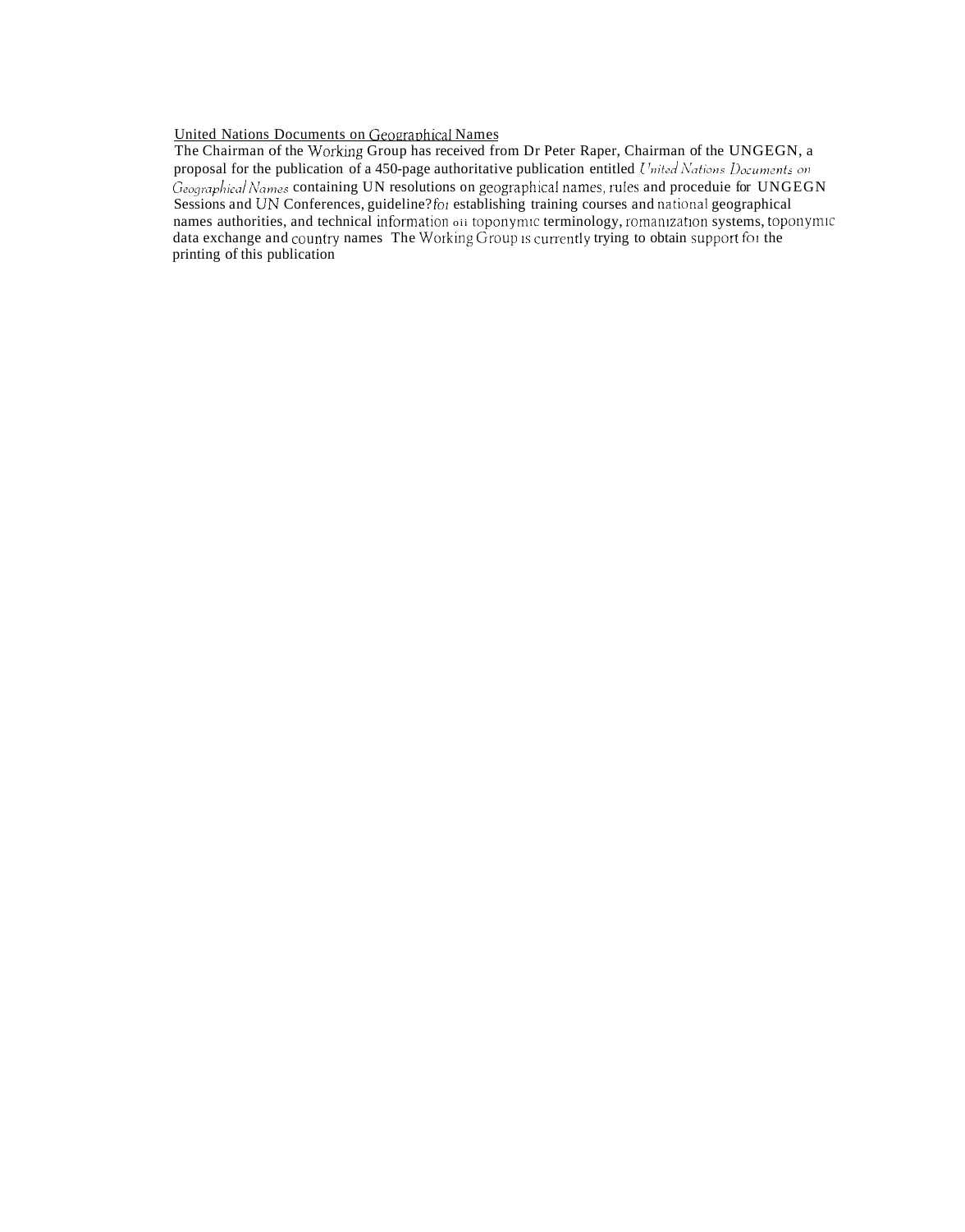United Nations Documents on Geographical Names

The Chairman of the Working Group has received from Dr Peter Raper, Chairman of the UNGEGN, a proposal for the publication of a 450-page authoritative publication entitled *United Nations Documents on Geographical Names* containing UN resolutions on geographical names, rules and procedure for UNGEGN Sessions and UN Conferences, guidelines for establishing training courses and national geographical names authorities, and technical information on toponymic terminology, romanization systems, toponymic data exchange and country names The Working Group is currently trying to obtain support for the printing of this publication